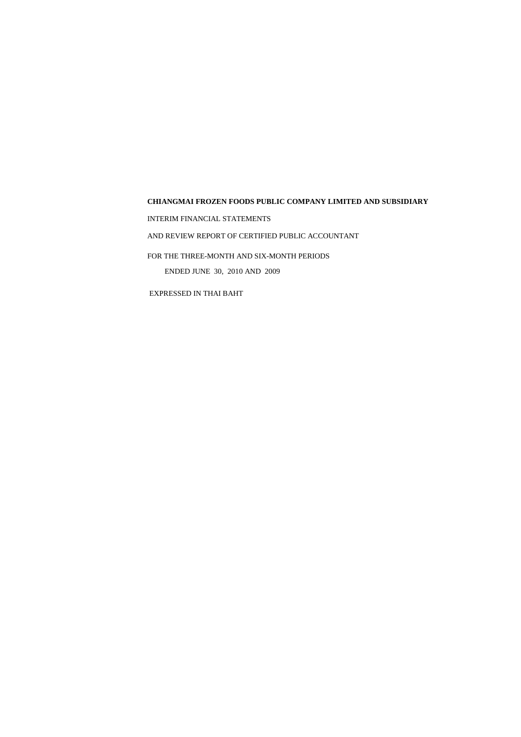**CHIANGMAI FROZEN FOODS PUBLIC COMPANY LIMITED AND SUBSIDIARY**

INTERIM FINANCIAL STATEMENTS

AND REVIEW REPORT OF CERTIFIED PUBLIC ACCOUNTANT

FOR THE THREE-MONTH AND SIX-MONTH PERIODS

ENDED JUNE 30, 2010 AND 2009

EXPRESSED IN THAI BAHT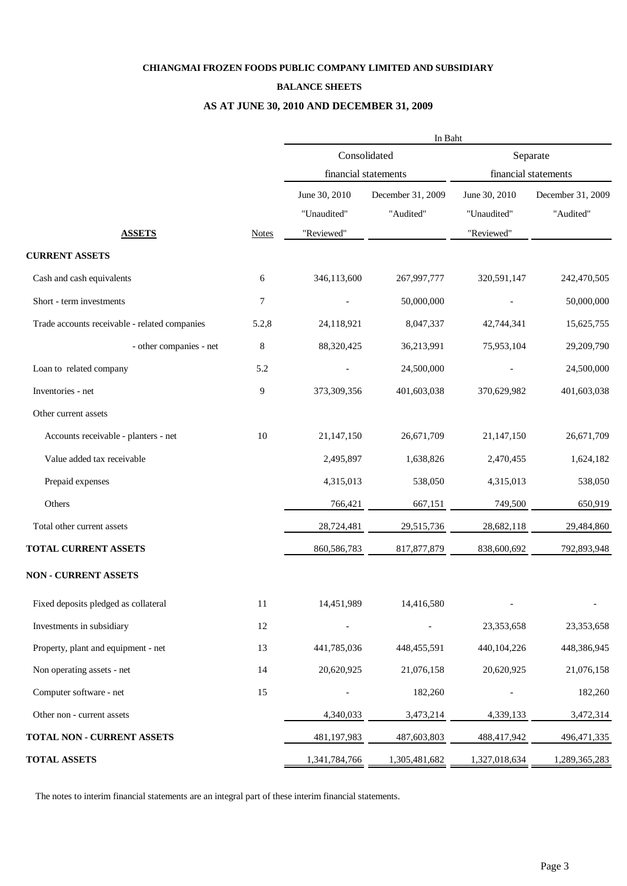**CHIANGMAI FROZEN FOODS PUBLIC COMPANY LIMITED AND SUBSIDIARY**

**BALANCE SHEETS**

**AS AT JUNE 30, 2010 AND DECEMBER 31, 2009**

| | | In Baht | | | |
|---|---|---|---|---|---|
| | | Consolidated financial statements | | Separate financial statements | |
| | | June 30, 2010 | December 31, 2009 | June 30, 2010 | December 31, 2009 |
| | | "Unaudited" | "Audited" | "Unaudited" | "Audited" |
| **ASSETS** | Notes | "Reviewed" | | "Reviewed" | |
| **CURRENT ASSETS** | | | | | |
| Cash and cash equivalents | 6 | 346,113,600 | 267,997,777 | 320,591,147 | 242,470,505 |
| Short - term investments | 7 | - | 50,000,000 | - | 50,000,000 |
| Trade accounts receivable - related companies | 5.2,8 | 24,118,921 | 8,047,337 | 42,744,341 | 15,625,755 |
| - other companies - net | 8 | 88,320,425 | 36,213,991 | 75,953,104 | 29,209,790 |
| Loan to related company | 5.2 | - | 24,500,000 | - | 24,500,000 |
| Inventories - net | 9 | 373,309,356 | 401,603,038 | 370,629,982 | 401,603,038 |
| Other current assets | | | | | |
| Accounts receivable - planters - net | 10 | 21,147,150 | 26,671,709 | 21,147,150 | 26,671,709 |
| Value added tax receivable | | 2,495,897 | 1,638,826 | 2,470,455 | 1,624,182 |
| Prepaid expenses | | 4,315,013 | 538,050 | 4,315,013 | 538,050 |
| Others | | 766,421 | 667,151 | 749,500 | 650,919 |
| Total other current assets | | 28,724,481 | 29,515,736 | 28,682,118 | 29,484,860 |
| **TOTAL CURRENT ASSETS** | | 860,586,783 | 817,877,879 | 838,600,692 | 792,893,948 |
| **NON - CURRENT ASSETS** | | | | | |
| Fixed deposits pledged as collateral | 11 | 14,451,989 | 14,416,580 | - | - |
| Investments in subsidiary | 12 | - | - | 23,353,658 | 23,353,658 |
| Property, plant and equipment - net | 13 | 441,785,036 | 448,455,591 | 440,104,226 | 448,386,945 |
| Non operating assets - net | 14 | 20,620,925 | 21,076,158 | 20,620,925 | 21,076,158 |
| Computer software - net | 15 | - | 182,260 | - | 182,260 |
| Other non - current assets | | 4,340,033 | 3,473,214 | 4,339,133 | 3,472,314 |
| **TOTAL NON - CURRENT ASSETS** | | 481,197,983 | 487,603,803 | 488,417,942 | 496,471,335 |
| **TOTAL ASSETS** | | 1,341,784,766 | 1,305,481,682 | 1,327,018,634 | 1,289,365,283 |

The notes to interim financial statements are an integral part of these interim financial statements.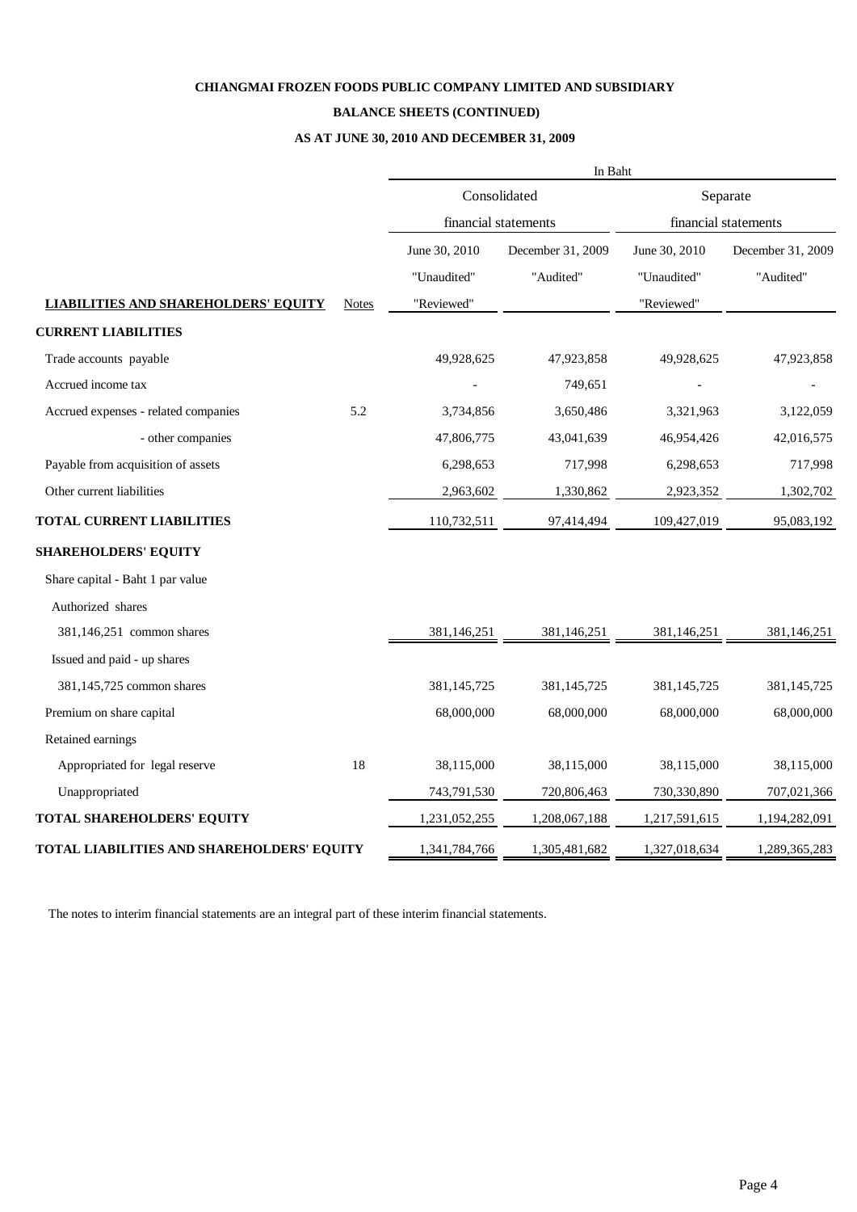**CHIANGMAI FROZEN FOODS PUBLIC COMPANY LIMITED AND SUBSIDIARY**

**BALANCE SHEETS (CONTINUED)**

**AS AT JUNE 30, 2010 AND DECEMBER 31, 2009**

| | | In Baht | | | |
|---|---|---|---|---|---|
| | | Consolidated financial statements | | Separate financial statements | |
| | | June 30, 2010 "Unaudited" "Reviewed" | December 31, 2009 "Audited" | June 30, 2010 "Unaudited" "Reviewed" | December 31, 2009 "Audited" |
| **LIABILITIES AND SHAREHOLDERS' EQUITY** | Notes | | | | |
| **CURRENT LIABILITIES** | | | | | |
| Trade accounts payable | | 49,928,625 | 47,923,858 | 49,928,625 | 47,923,858 |
| Accrued income tax | | - | 749,651 | - | - |
| Accrued expenses - related companies | 5.2 | 3,734,856 | 3,650,486 | 3,321,963 | 3,122,059 |
| - other companies | | 47,806,775 | 43,041,639 | 46,954,426 | 42,016,575 |
| Payable from acquisition of assets | | 6,298,653 | 717,998 | 6,298,653 | 717,998 |
| Other current liabilities | | 2,963,602 | 1,330,862 | 2,923,352 | 1,302,702 |
| **TOTAL CURRENT LIABILITIES** | | 110,732,511 | 97,414,494 | 109,427,019 | 95,083,192 |
| **SHAREHOLDERS' EQUITY** | | | | | |
| Share capital - Baht 1 par value | | | | | |
| Authorized shares | | | | | |
| 381,146,251 common shares | | 381,146,251 | 381,146,251 | 381,146,251 | 381,146,251 |
| Issued and paid - up shares | | | | | |
| 381,145,725 common shares | | 381,145,725 | 381,145,725 | 381,145,725 | 381,145,725 |
| Premium on share capital | | 68,000,000 | 68,000,000 | 68,000,000 | 68,000,000 |
| Retained earnings | | | | | |
| Appropriated for legal reserve | 18 | 38,115,000 | 38,115,000 | 38,115,000 | 38,115,000 |
| Unappropriated | | 743,791,530 | 720,806,463 | 730,330,890 | 707,021,366 |
| **TOTAL SHAREHOLDERS' EQUITY** | | 1,231,052,255 | 1,208,067,188 | 1,217,591,615 | 1,194,282,091 |
| **TOTAL LIABILITIES AND SHAREHOLDERS' EQUITY** | | 1,341,784,766 | 1,305,481,682 | 1,327,018,634 | 1,289,365,283 |

The notes to interim financial statements are an integral part of these interim financial statements.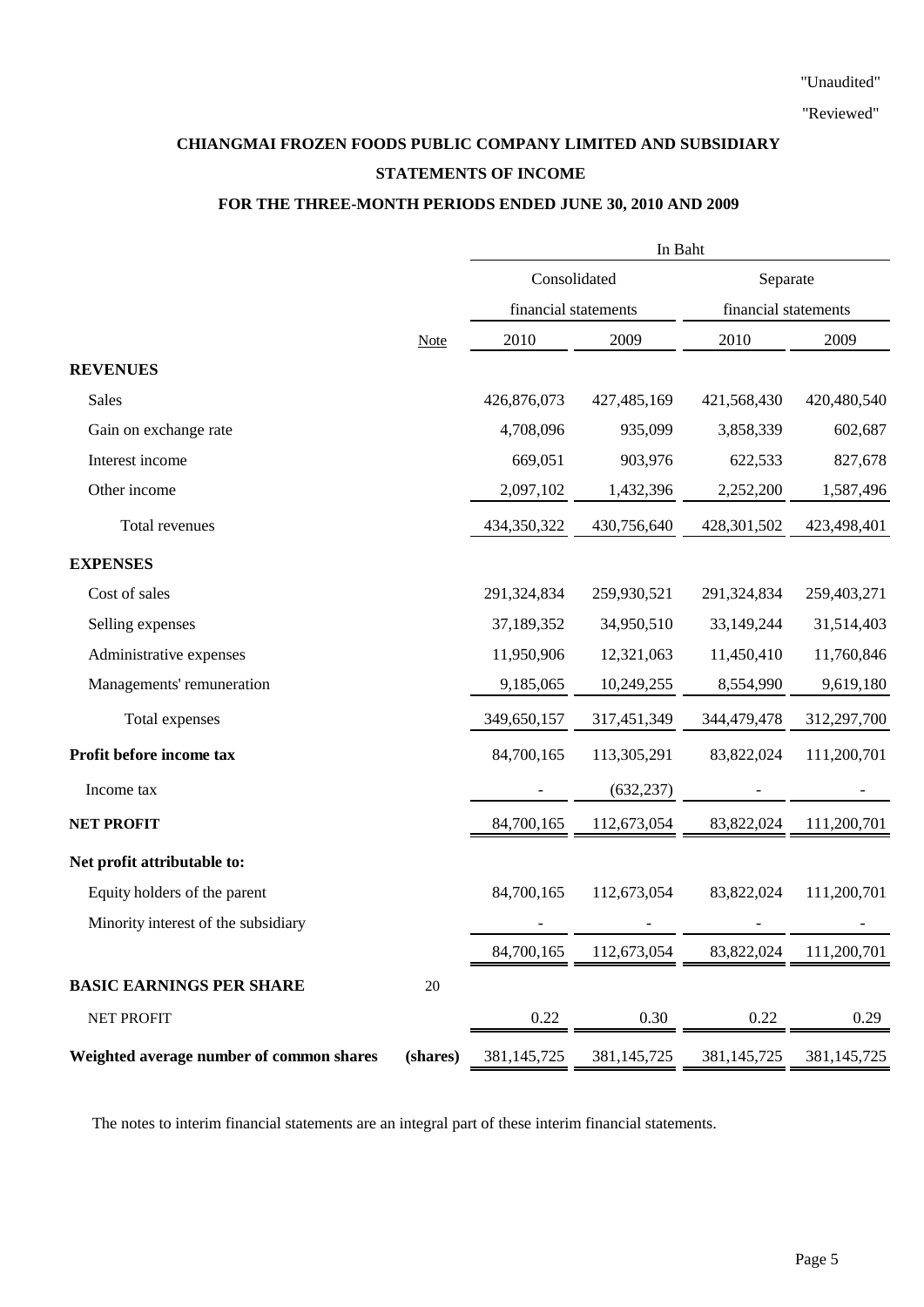"Unaudited"

"Reviewed"

**CHIANGMAI FROZEN FOODS PUBLIC COMPANY LIMITED AND SUBSIDIARY**

**STATEMENTS OF INCOME**

**FOR THE THREE-MONTH PERIODS ENDED JUNE 30, 2010 AND 2009**

| | | In Baht | | | |
|---|---|---|---|---|---|
| | | Consolidated financial statements | | Separate financial statements | |
| | Note | 2010 | 2009 | 2010 | 2009 |
| **REVENUES** | | | | | |
| Sales | | 426,876,073 | 427,485,169 | 421,568,430 | 420,480,540 |
| Gain on exchange rate | | 4,708,096 | 935,099 | 3,858,339 | 602,687 |
| Interest income | | 669,051 | 903,976 | 622,533 | 827,678 |
| Other income | | 2,097,102 | 1,432,396 | 2,252,200 | 1,587,496 |
| Total revenues | | 434,350,322 | 430,756,640 | 428,301,502 | 423,498,401 |
| **EXPENSES** | | | | | |
| Cost of sales | | 291,324,834 | 259,930,521 | 291,324,834 | 259,403,271 |
| Selling expenses | | 37,189,352 | 34,950,510 | 33,149,244 | 31,514,403 |
| Administrative expenses | | 11,950,906 | 12,321,063 | 11,450,410 | 11,760,846 |
| Managements' remuneration | | 9,185,065 | 10,249,255 | 8,554,990 | 9,619,180 |
| Total expenses | | 349,650,157 | 317,451,349 | 344,479,478 | 312,297,700 |
| **Profit before income tax** | | 84,700,165 | 113,305,291 | 83,822,024 | 111,200,701 |
| Income tax | | - | (632,237) | - | - |
| **NET PROFIT** | | 84,700,165 | 112,673,054 | 83,822,024 | 111,200,701 |
| **Net profit attributable to:** | | | | | |
| Equity holders of the parent | | 84,700,165 | 112,673,054 | 83,822,024 | 111,200,701 |
| Minority interest of the subsidiary | | - | - | - | - |
| | | 84,700,165 | 112,673,054 | 83,822,024 | 111,200,701 |
| **BASIC EARNINGS PER SHARE** | 20 | | | | |
| NET PROFIT | | 0.22 | 0.30 | 0.22 | 0.29 |
| **Weighted average number of common shares** | **(shares)** | 381,145,725 | 381,145,725 | 381,145,725 | 381,145,725 |

The notes to interim financial statements are an integral part of these interim financial statements.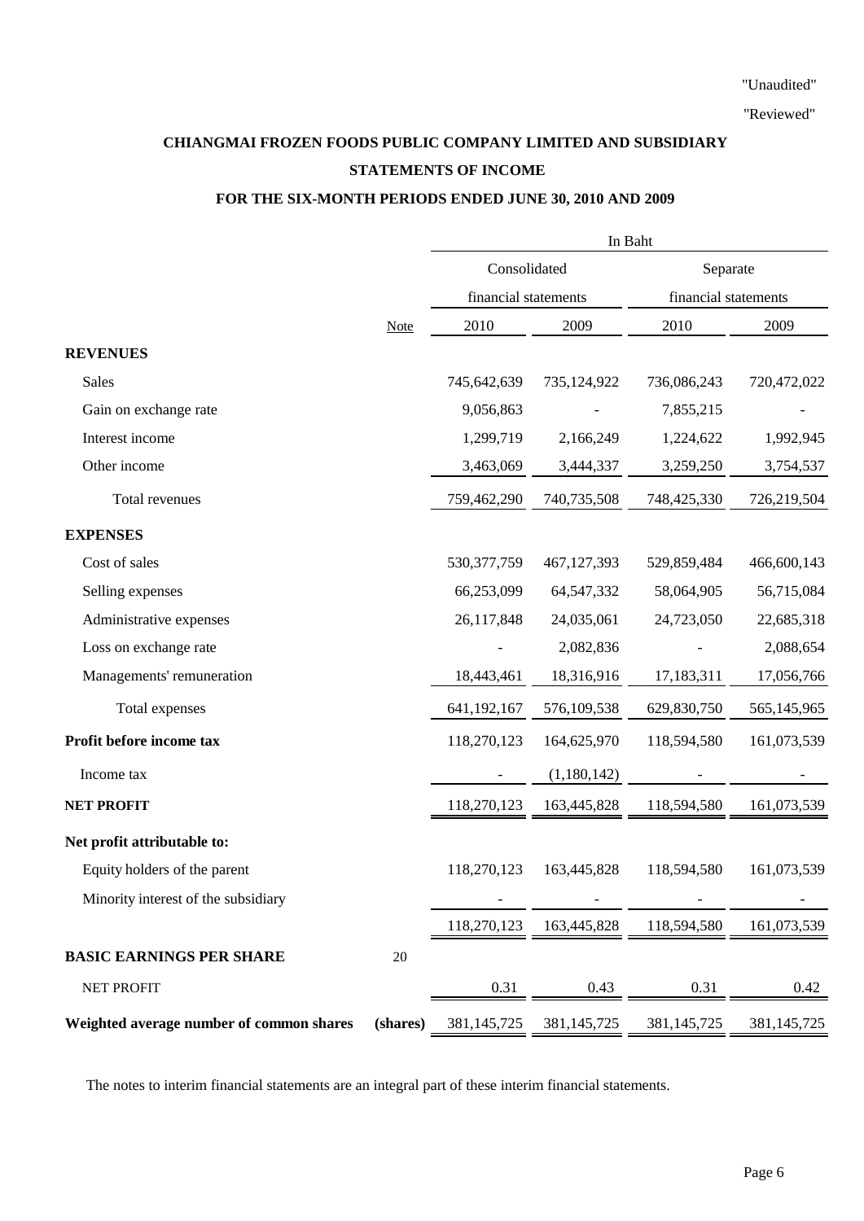"Unaudited"

"Reviewed"

**CHIANGMAI FROZEN FOODS PUBLIC COMPANY LIMITED AND SUBSIDIARY**

**STATEMENTS OF INCOME**

**FOR THE SIX-MONTH PERIODS ENDED JUNE 30, 2010 AND 2009**

| | | In Baht | | | |
|---|---|---|---|---|---|
| | | Consolidated financial statements | | Separate financial statements | |
| | Note | 2010 | 2009 | 2010 | 2009 |
| **REVENUES** | | | | | |
| Sales | | 745,642,639 | 735,124,922 | 736,086,243 | 720,472,022 |
| Gain on exchange rate | | 9,056,863 | - | 7,855,215 | - |
| Interest income | | 1,299,719 | 2,166,249 | 1,224,622 | 1,992,945 |
| Other income | | 3,463,069 | 3,444,337 | 3,259,250 | 3,754,537 |
| Total revenues | | 759,462,290 | 740,735,508 | 748,425,330 | 726,219,504 |
| **EXPENSES** | | | | | |
| Cost of sales | | 530,377,759 | 467,127,393 | 529,859,484 | 466,600,143 |
| Selling expenses | | 66,253,099 | 64,547,332 | 58,064,905 | 56,715,084 |
| Administrative expenses | | 26,117,848 | 24,035,061 | 24,723,050 | 22,685,318 |
| Loss on exchange rate | | - | 2,082,836 | - | 2,088,654 |
| Managements' remuneration | | 18,443,461 | 18,316,916 | 17,183,311 | 17,056,766 |
| Total expenses | | 641,192,167 | 576,109,538 | 629,830,750 | 565,145,965 |
| **Profit before income tax** | | 118,270,123 | 164,625,970 | 118,594,580 | 161,073,539 |
| Income tax | | - | (1,180,142) | - | - |
| **NET PROFIT** | | 118,270,123 | 163,445,828 | 118,594,580 | 161,073,539 |
| **Net profit attributable to:** | | | | | |
| Equity holders of the parent | | 118,270,123 | 163,445,828 | 118,594,580 | 161,073,539 |
| Minority interest of the subsidiary | | - | - | - | - |
| | | 118,270,123 | 163,445,828 | 118,594,580 | 161,073,539 |
| **BASIC EARNINGS PER SHARE** | 20 | | | | |
| NET PROFIT | | 0.31 | 0.43 | 0.31 | 0.42 |
| **Weighted average number of common shares** | **(shares)** | 381,145,725 | 381,145,725 | 381,145,725 | 381,145,725 |

The notes to interim financial statements are an integral part of these interim financial statements.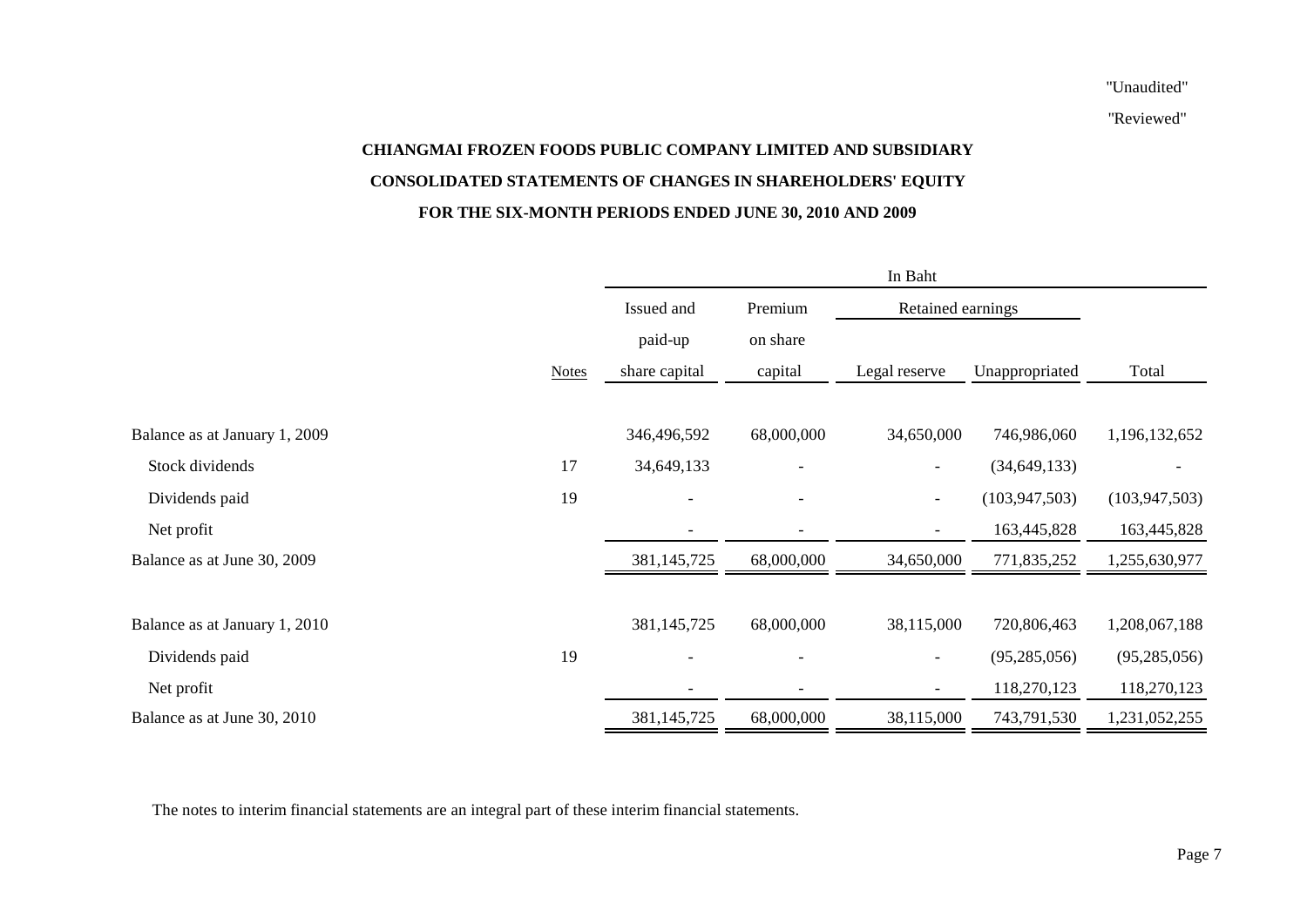"Unaudited"

"Reviewed"

**CHIANGMAI FROZEN FOODS PUBLIC COMPANY LIMITED AND SUBSIDIARY**

**CONSOLIDATED STATEMENTS OF CHANGES IN SHAREHOLDERS' EQUITY**

**FOR THE SIX-MONTH PERIODS ENDED JUNE 30, 2010 AND 2009**

| | | In Baht | | | | |
|---|---|---|---|---|---|---|
| | | Issued and | Premium | Retained earnings | | |
| | | paid-up | on share | | | |
| | Notes | share capital | capital | Legal reserve | Unappropriated | Total |
| Balance as at January 1, 2009 | | 346,496,592 | 68,000,000 | 34,650,000 | 746,986,060 | 1,196,132,652 |
| Stock dividends | 17 | 34,649,133 | - | - | (34,649,133) | - |
| Dividends paid | 19 | - | - | - | (103,947,503) | (103,947,503) |
| Net profit | | - | - | - | 163,445,828 | 163,445,828 |
| Balance as at June 30, 2009 | | 381,145,725 | 68,000,000 | 34,650,000 | 771,835,252 | 1,255,630,977 |
| Balance as at January 1, 2010 | | 381,145,725 | 68,000,000 | 38,115,000 | 720,806,463 | 1,208,067,188 |
| Dividends paid | 19 | - | - | - | (95,285,056) | (95,285,056) |
| Net profit | | - | - | - | 118,270,123 | 118,270,123 |
| Balance as at June 30, 2010 | | 381,145,725 | 68,000,000 | 38,115,000 | 743,791,530 | 1,231,052,255 |

The notes to interim financial statements are an integral part of these interim financial statements.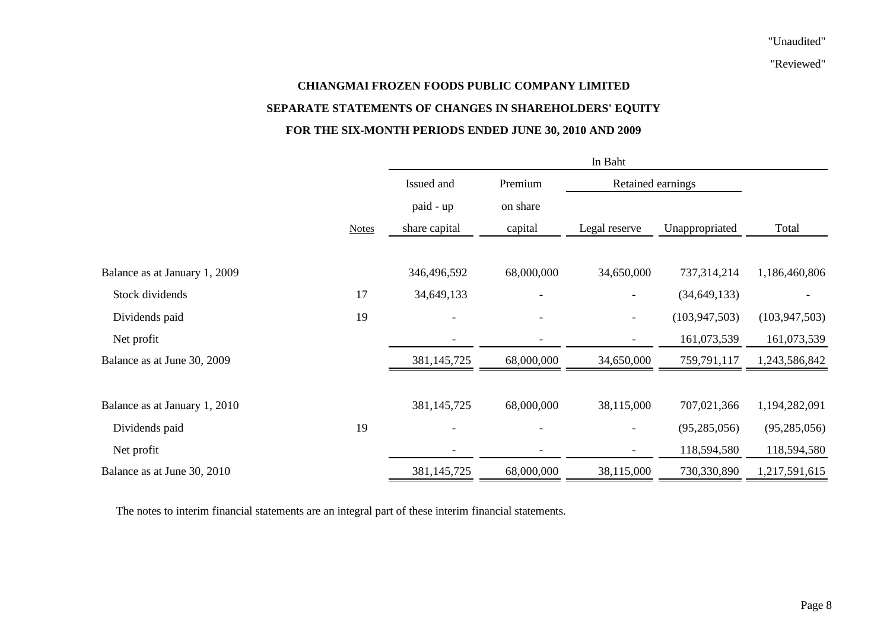"Unaudited"

"Reviewed"

**CHIANGMAI FROZEN FOODS PUBLIC COMPANY LIMITED**

**SEPARATE STATEMENTS OF CHANGES IN SHAREHOLDERS' EQUITY**

**FOR THE SIX-MONTH PERIODS ENDED JUNE 30, 2010 AND 2009**

| | | In Baht | | | | |
|---|---|---|---|---|---|---|
| | | Issued and | Premium | Retained earnings | | |
| | | paid - up | on share | | | |
| | Notes | share capital | capital | Legal reserve | Unappropriated | Total |
| Balance as at January 1, 2009 | | 346,496,592 | 68,000,000 | 34,650,000 | 737,314,214 | 1,186,460,806 |
| Stock dividends | 17 | 34,649,133 | - | - | (34,649,133) | - |
| Dividends paid | 19 | - | - | - | (103,947,503) | (103,947,503) |
| Net profit | | - | - | - | 161,073,539 | 161,073,539 |
| Balance as at June 30, 2009 | | 381,145,725 | 68,000,000 | 34,650,000 | 759,791,117 | 1,243,586,842 |
| | | | | | | |
| Balance as at January 1, 2010 | | 381,145,725 | 68,000,000 | 38,115,000 | 707,021,366 | 1,194,282,091 |
| Dividends paid | 19 | - | - | - | (95,285,056) | (95,285,056) |
| Net profit | | - | - | - | 118,594,580 | 118,594,580 |
| Balance as at June 30, 2010 | | 381,145,725 | 68,000,000 | 38,115,000 | 730,330,890 | 1,217,591,615 |

The notes to interim financial statements are an integral part of these interim financial statements.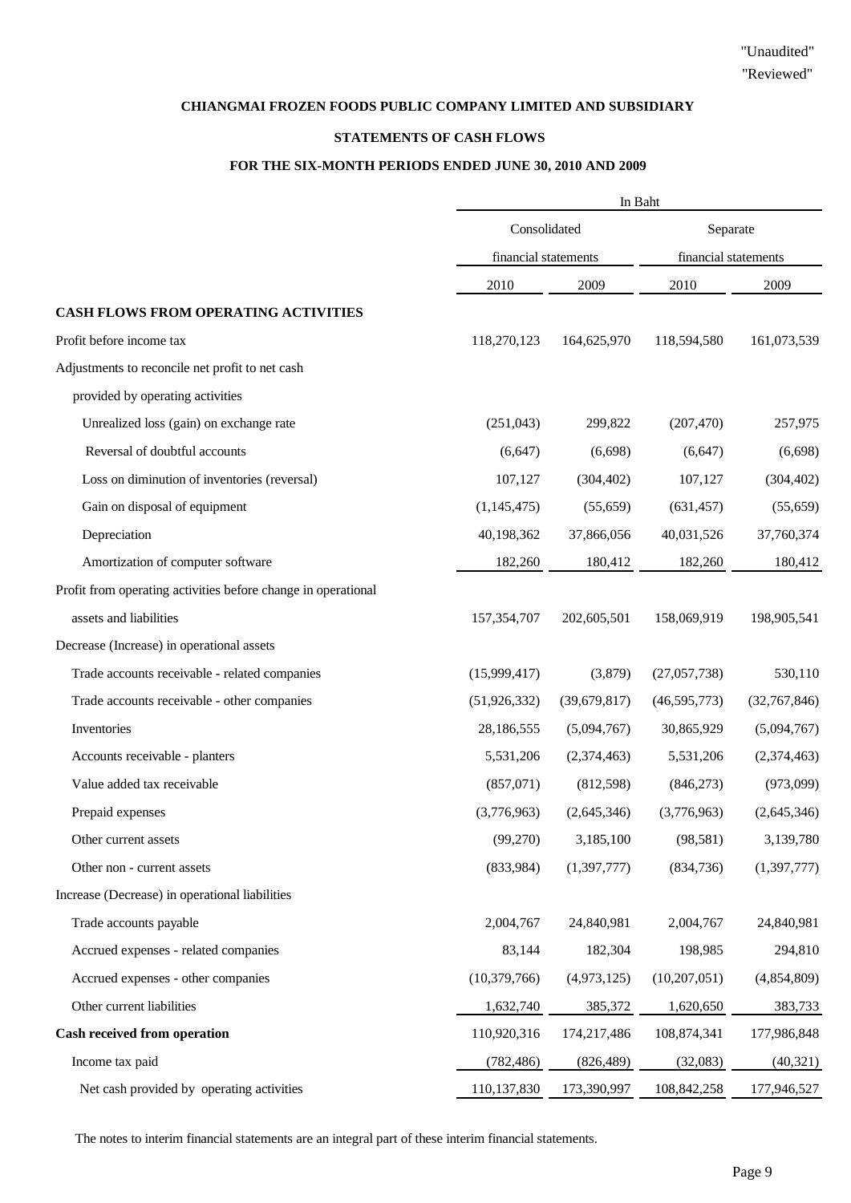"Unaudited"
"Reviewed"

**CHIANGMAI FROZEN FOODS PUBLIC COMPANY LIMITED AND SUBSIDIARY**

**STATEMENTS OF CASH FLOWS**

**FOR THE SIX-MONTH PERIODS ENDED JUNE 30, 2010 AND 2009**

| | In Baht | | | |
|---|---|---|---|---|
| | Consolidated financial statements | | Separate financial statements | |
| | 2010 | 2009 | 2010 | 2009 |
| **CASH FLOWS FROM OPERATING ACTIVITIES** | | | | |
| Profit before income tax | 118,270,123 | 164,625,970 | 118,594,580 | 161,073,539 |
| Adjustments to reconcile net profit to net cash | | | | |
| provided by operating activities | | | | |
| Unrealized loss (gain) on exchange rate | (251,043) | 299,822 | (207,470) | 257,975 |
| Reversal of doubtful accounts | (6,647) | (6,698) | (6,647) | (6,698) |
| Loss on diminution of inventories (reversal) | 107,127 | (304,402) | 107,127 | (304,402) |
| Gain on disposal of equipment | (1,145,475) | (55,659) | (631,457) | (55,659) |
| Depreciation | 40,198,362 | 37,866,056 | 40,031,526 | 37,760,374 |
| Amortization of computer software | 182,260 | 180,412 | 182,260 | 180,412 |
| Profit from operating activities before change in operational assets and liabilities | 157,354,707 | 202,605,501 | 158,069,919 | 198,905,541 |
| Decrease (Increase) in operational assets | | | | |
| Trade accounts receivable - related companies | (15,999,417) | (3,879) | (27,057,738) | 530,110 |
| Trade accounts receivable - other companies | (51,926,332) | (39,679,817) | (46,595,773) | (32,767,846) |
| Inventories | 28,186,555 | (5,094,767) | 30,865,929 | (5,094,767) |
| Accounts receivable - planters | 5,531,206 | (2,374,463) | 5,531,206 | (2,374,463) |
| Value added tax receivable | (857,071) | (812,598) | (846,273) | (973,099) |
| Prepaid expenses | (3,776,963) | (2,645,346) | (3,776,963) | (2,645,346) |
| Other current assets | (99,270) | 3,185,100 | (98,581) | 3,139,780 |
| Other non - current assets | (833,984) | (1,397,777) | (834,736) | (1,397,777) |
| Increase (Decrease) in operational liabilities | | | | |
| Trade accounts payable | 2,004,767 | 24,840,981 | 2,004,767 | 24,840,981 |
| Accrued expenses - related companies | 83,144 | 182,304 | 198,985 | 294,810 |
| Accrued expenses - other companies | (10,379,766) | (4,973,125) | (10,207,051) | (4,854,809) |
| Other current liabilities | 1,632,740 | 385,372 | 1,620,650 | 383,733 |
| **Cash received from operation** | 110,920,316 | 174,217,486 | 108,874,341 | 177,986,848 |
| Income tax paid | (782,486) | (826,489) | (32,083) | (40,321) |
| Net cash provided by operating activities | 110,137,830 | 173,390,997 | 108,842,258 | 177,946,527 |

The notes to interim financial statements are an integral part of these interim financial statements.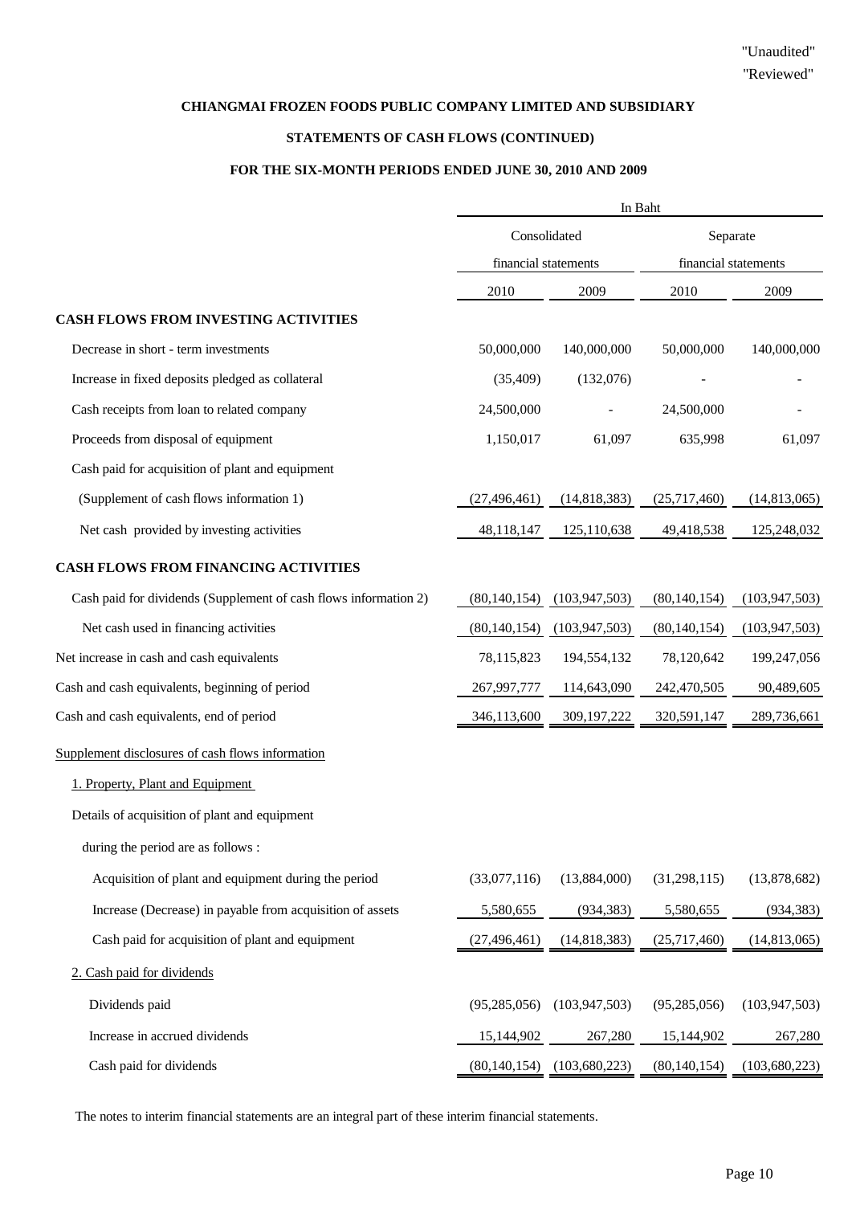"Unaudited"
"Reviewed"

**CHIANGMAI FROZEN FOODS PUBLIC COMPANY LIMITED AND SUBSIDIARY**

**STATEMENTS OF CASH FLOWS (CONTINUED)**

**FOR THE SIX-MONTH PERIODS ENDED JUNE 30, 2010 AND 2009**

| | In Baht | | | |
|---|---|---|---|---|
| | Consolidated financial statements | | Separate financial statements | |
| | 2010 | 2009 | 2010 | 2009 |
| **CASH FLOWS FROM INVESTING ACTIVITIES** | | | | |
| Decrease in short - term investments | 50,000,000 | 140,000,000 | 50,000,000 | 140,000,000 |
| Increase in fixed deposits pledged as collateral | (35,409) | (132,076) | - | - |
| Cash receipts from loan to related company | 24,500,000 | - | 24,500,000 | - |
| Proceeds from disposal of equipment | 1,150,017 | 61,097 | 635,998 | 61,097 |
| Cash paid for acquisition of plant and equipment | | | | |
| (Supplement of cash flows information 1) | (27,496,461) | (14,818,383) | (25,717,460) | (14,813,065) |
| Net cash provided by investing activities | 48,118,147 | 125,110,638 | 49,418,538 | 125,248,032 |
| **CASH FLOWS FROM FINANCING ACTIVITIES** | | | | |
| Cash paid for dividends (Supplement of cash flows information 2) | (80,140,154) | (103,947,503) | (80,140,154) | (103,947,503) |
| Net cash used in financing activities | (80,140,154) | (103,947,503) | (80,140,154) | (103,947,503) |
| Net increase in cash and cash equivalents | 78,115,823 | 194,554,132 | 78,120,642 | 199,247,056 |
| Cash and cash equivalents, beginning of period | 267,997,777 | 114,643,090 | 242,470,505 | 90,489,605 |
| Cash and cash equivalents, end of period | 346,113,600 | 309,197,222 | 320,591,147 | 289,736,661 |
| Supplement disclosures of cash flows information | | | | |
| 1. Property, Plant and Equipment | | | | |
| Details of acquisition of plant and equipment | | | | |
| during the period are as follows : | | | | |
| Acquisition of plant and equipment during the period | (33,077,116) | (13,884,000) | (31,298,115) | (13,878,682) |
| Increase (Decrease) in payable from acquisition of assets | 5,580,655 | (934,383) | 5,580,655 | (934,383) |
| Cash paid for acquisition of plant and equipment | (27,496,461) | (14,818,383) | (25,717,460) | (14,813,065) |
| 2. Cash paid for dividends | | | | |
| Dividends paid | (95,285,056) | (103,947,503) | (95,285,056) | (103,947,503) |
| Increase in accrued dividends | 15,144,902 | 267,280 | 15,144,902 | 267,280 |
| Cash paid for dividends | (80,140,154) | (103,680,223) | (80,140,154) | (103,680,223) |

The notes to interim financial statements are an integral part of these interim financial statements.